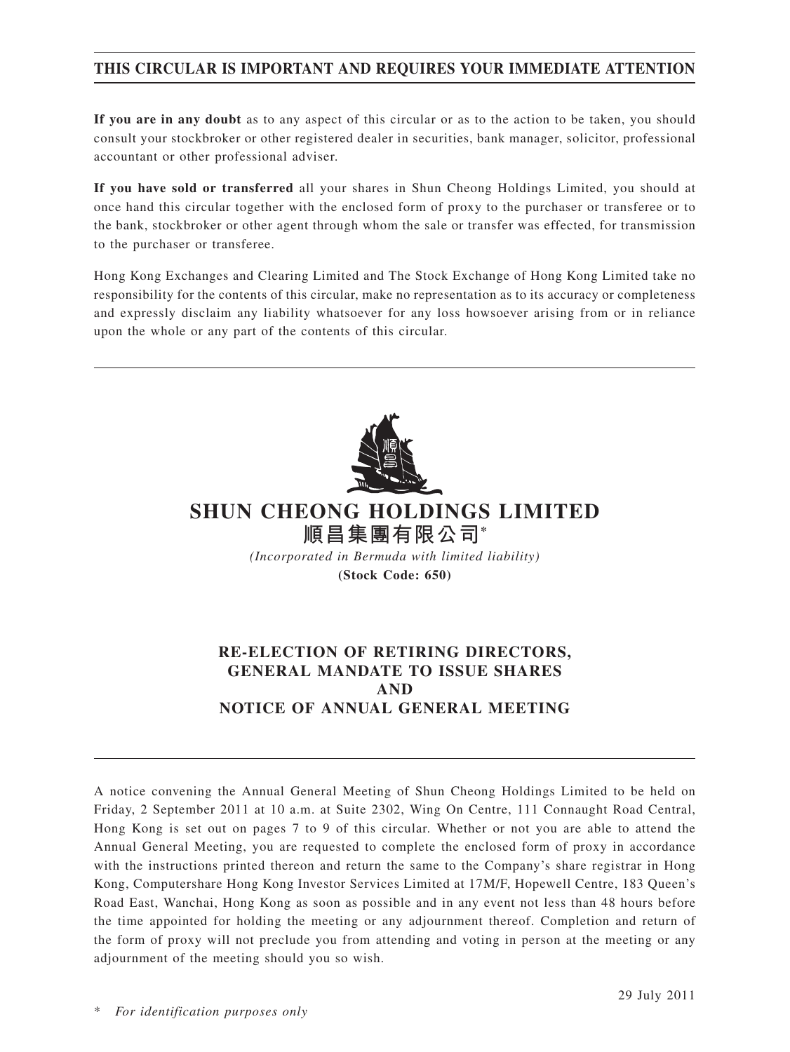**THIS CIRCULAR IS IMPORTANT AND REQUIRES YOUR IMMEDIATE ATTENTION**

**If you are in any doubt** as to any aspect of this circular or as to the action to be taken, you should consult your stockbroker or other registered dealer in securities, bank manager, solicitor, professional accountant or other professional adviser.

**If you have sold or transferred** all your shares in Shun Cheong Holdings Limited, you should at once hand this circular together with the enclosed form of proxy to the purchaser or transferee or to the bank, stockbroker or other agent through whom the sale or transfer was effected, for transmission to the purchaser or transferee.

Hong Kong Exchanges and Clearing Limited and The Stock Exchange of Hong Kong Limited take no responsibility for the contents of this circular, make no representation as to its accuracy or completeness and expressly disclaim any liability whatsoever for any loss howsoever arising from or in reliance upon the whole or any part of the contents of this circular.

# SHUN CHEONG HOLDINGS LIMITED
# 順昌集團有限公司*

*(Incorporated in Bermuda with limited liability)*

**(Stock Code: 650)**

## RE-ELECTION OF RETIRING DIRECTORS, GENERAL MANDATE TO ISSUE SHARES AND NOTICE OF ANNUAL GENERAL MEETING

A notice convening the Annual General Meeting of Shun Cheong Holdings Limited to be held on Friday, 2 September 2011 at 10 a.m. at Suite 2302, Wing On Centre, 111 Connaught Road Central, Hong Kong is set out on pages 7 to 9 of this circular. Whether or not you are able to attend the Annual General Meeting, you are requested to complete the enclosed form of proxy in accordance with the instructions printed thereon and return the same to the Company's share registrar in Hong Kong, Computershare Hong Kong Investor Services Limited at 17M/F, Hopewell Centre, 183 Queen's Road East, Wanchai, Hong Kong as soon as possible and in any event not less than 48 hours before the time appointed for holding the meeting or any adjournment thereof. Completion and return of the form of proxy will not preclude you from attending and voting in person at the meeting or any adjournment of the meeting should you so wish.

29 July 2011

\* *For identification purposes only*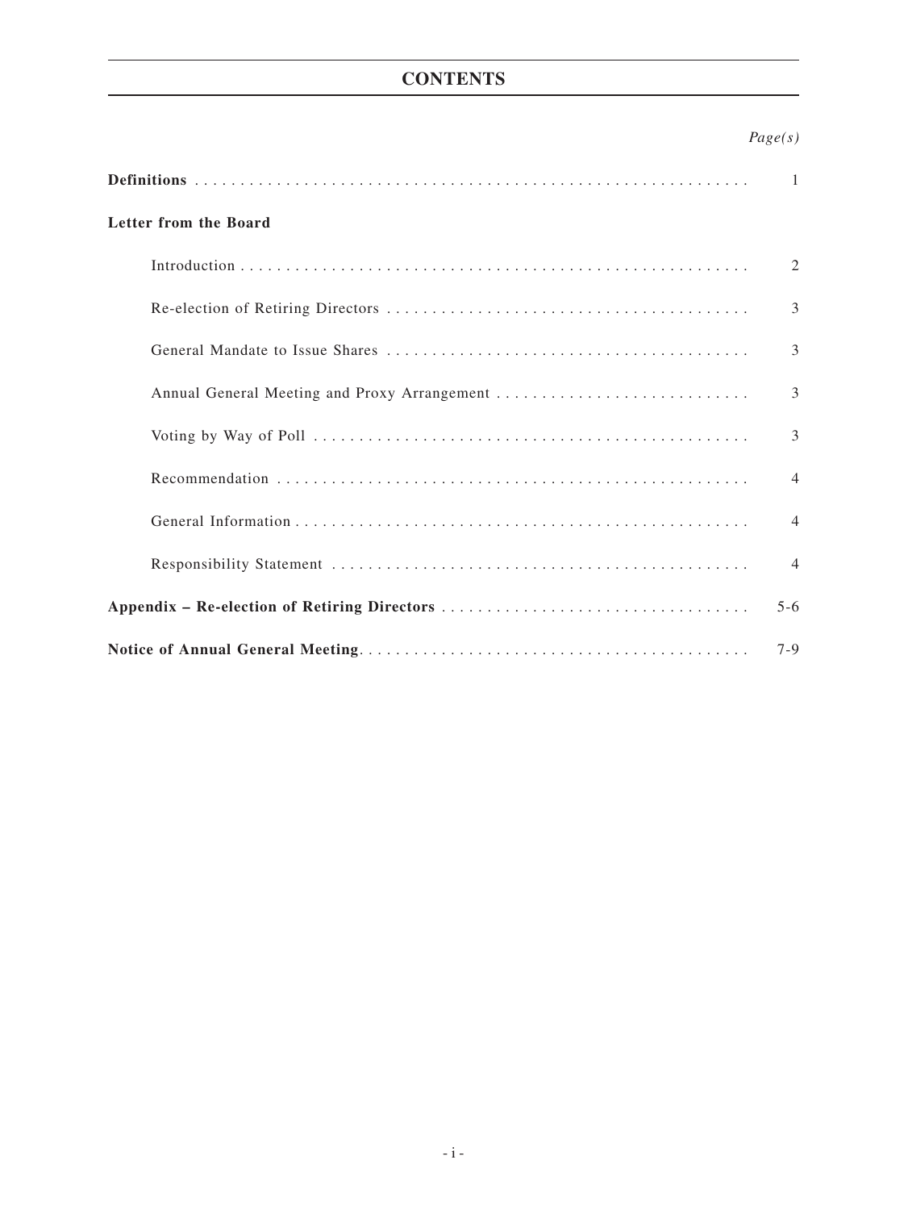# CONTENTS

| | *Page(s)* |
|---|---|
| **Definitions** | 1 |
| **Letter from the Board** | |
| Introduction | 2 |
| Re-election of Retiring Directors | 3 |
| General Mandate to Issue Shares | 3 |
| Annual General Meeting and Proxy Arrangement | 3 |
| Voting by Way of Poll | 3 |
| Recommendation | 4 |
| General Information | 4 |
| Responsibility Statement | 4 |
| **Appendix – Re-election of Retiring Directors** | 5-6 |
| **Notice of Annual General Meeting** | 7-9 |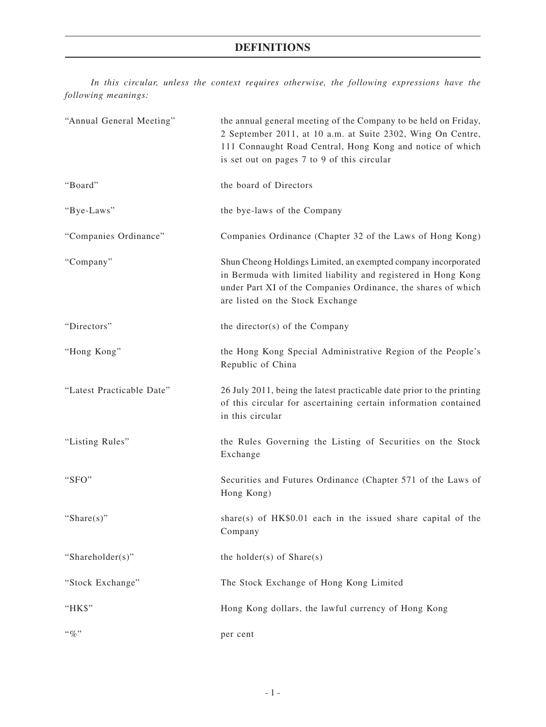# DEFINITIONS

*In this circular, unless the context requires otherwise, the following expressions have the following meanings:*

| | |
|---|---|
| "Annual General Meeting" | the annual general meeting of the Company to be held on Friday, 2 September 2011, at 10 a.m. at Suite 2302, Wing On Centre, 111 Connaught Road Central, Hong Kong and notice of which is set out on pages 7 to 9 of this circular |
| "Board" | the board of Directors |
| "Bye-Laws" | the bye-laws of the Company |
| "Companies Ordinance" | Companies Ordinance (Chapter 32 of the Laws of Hong Kong) |
| "Company" | Shun Cheong Holdings Limited, an exempted company incorporated in Bermuda with limited liability and registered in Hong Kong under Part XI of the Companies Ordinance, the shares of which are listed on the Stock Exchange |
| "Directors" | the director(s) of the Company |
| "Hong Kong" | the Hong Kong Special Administrative Region of the People's Republic of China |
| "Latest Practicable Date" | 26 July 2011, being the latest practicable date prior to the printing of this circular for ascertaining certain information contained in this circular |
| "Listing Rules" | the Rules Governing the Listing of Securities on the Stock Exchange |
| "SFO" | Securities and Futures Ordinance (Chapter 571 of the Laws of Hong Kong) |
| "Share(s)" | share(s) of HK$0.01 each in the issued share capital of the Company |
| "Shareholder(s)" | the holder(s) of Share(s) |
| "Stock Exchange" | The Stock Exchange of Hong Kong Limited |
| "HK$" | Hong Kong dollars, the lawful currency of Hong Kong |
| "%" | per cent |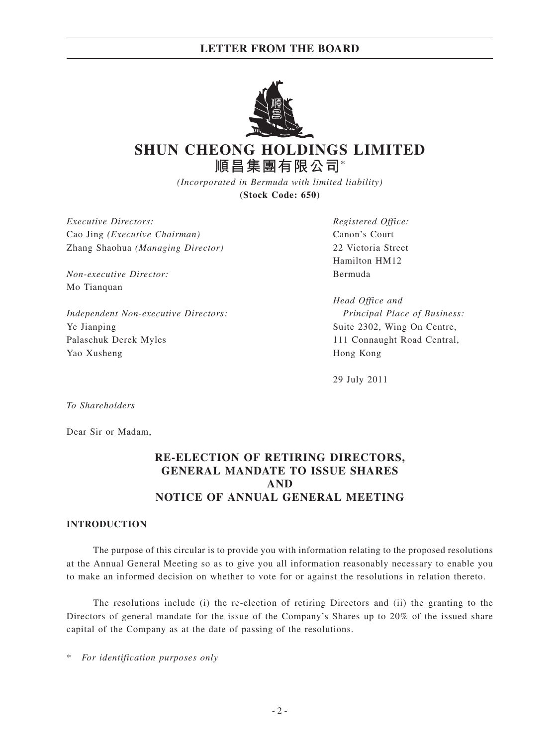# SHUN CHEONG HOLDINGS LIMITED

## 順昌集團有限公司*

*(Incorporated in Bermuda with limited liability)*

**(Stock Code: 650)**

*Executive Directors:*
Cao Jing *(Executive Chairman)*
Zhang Shaohua *(Managing Director)*

*Non-executive Director:*
Mo Tianquan

*Independent Non-executive Directors:*
Ye Jianping
Palaschuk Derek Myles
Yao Xusheng

*Registered Office:*
Canon's Court
22 Victoria Street
Hamilton HM12
Bermuda

*Head Office and Principal Place of Business:*
Suite 2302, Wing On Centre,
111 Connaught Road Central,
Hong Kong

29 July 2011

*To Shareholders*

Dear Sir or Madam,

**RE-ELECTION OF RETIRING DIRECTORS, GENERAL MANDATE TO ISSUE SHARES AND NOTICE OF ANNUAL GENERAL MEETING**

**INTRODUCTION**

The purpose of this circular is to provide you with information relating to the proposed resolutions at the Annual General Meeting so as to give you all information reasonably necessary to enable you to make an informed decision on whether to vote for or against the resolutions in relation thereto.

The resolutions include (i) the re-election of retiring Directors and (ii) the granting to the Directors of general mandate for the issue of the Company's Shares up to 20% of the issued share capital of the Company as at the date of passing of the resolutions.

\* *For identification purposes only*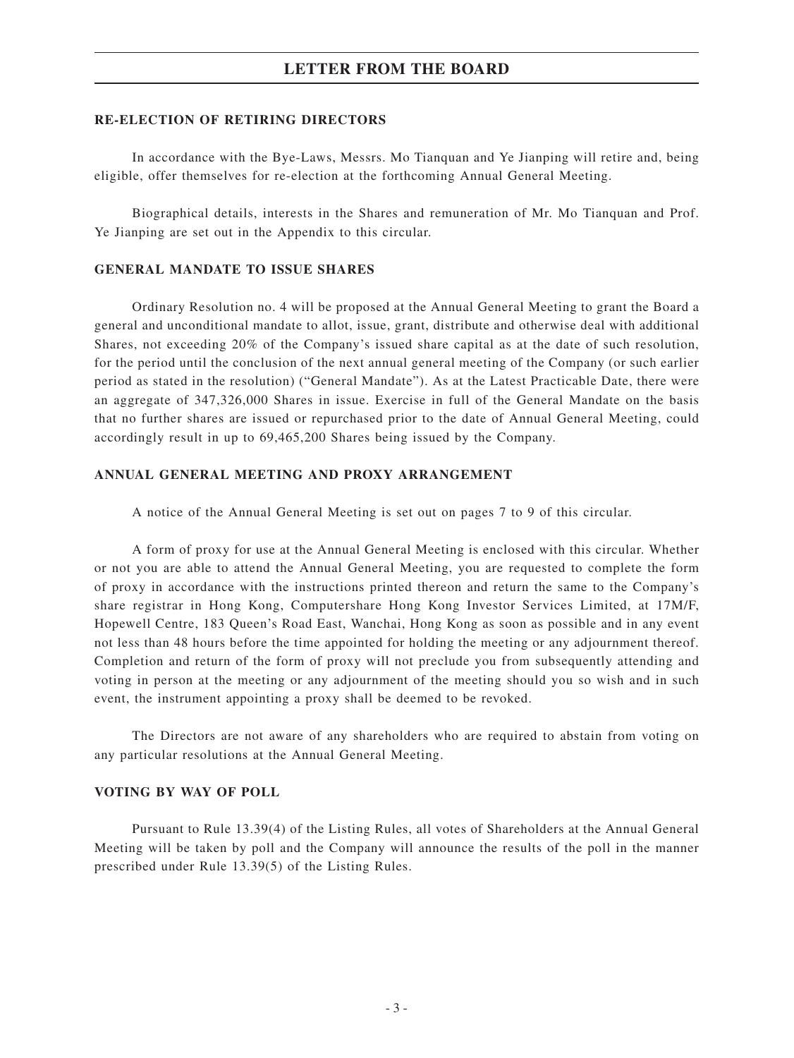## LETTER FROM THE BOARD

### RE-ELECTION OF RETIRING DIRECTORS

In accordance with the Bye-Laws, Messrs. Mo Tianquan and Ye Jianping will retire and, being eligible, offer themselves for re-election at the forthcoming Annual General Meeting.

Biographical details, interests in the Shares and remuneration of Mr. Mo Tianquan and Prof. Ye Jianping are set out in the Appendix to this circular.

### GENERAL MANDATE TO ISSUE SHARES

Ordinary Resolution no. 4 will be proposed at the Annual General Meeting to grant the Board a general and unconditional mandate to allot, issue, grant, distribute and otherwise deal with additional Shares, not exceeding 20% of the Company's issued share capital as at the date of such resolution, for the period until the conclusion of the next annual general meeting of the Company (or such earlier period as stated in the resolution) ("General Mandate"). As at the Latest Practicable Date, there were an aggregate of 347,326,000 Shares in issue. Exercise in full of the General Mandate on the basis that no further shares are issued or repurchased prior to the date of Annual General Meeting, could accordingly result in up to 69,465,200 Shares being issued by the Company.

### ANNUAL GENERAL MEETING AND PROXY ARRANGEMENT

A notice of the Annual General Meeting is set out on pages 7 to 9 of this circular.

A form of proxy for use at the Annual General Meeting is enclosed with this circular. Whether or not you are able to attend the Annual General Meeting, you are requested to complete the form of proxy in accordance with the instructions printed thereon and return the same to the Company's share registrar in Hong Kong, Computershare Hong Kong Investor Services Limited, at 17M/F, Hopewell Centre, 183 Queen's Road East, Wanchai, Hong Kong as soon as possible and in any event not less than 48 hours before the time appointed for holding the meeting or any adjournment thereof. Completion and return of the form of proxy will not preclude you from subsequently attending and voting in person at the meeting or any adjournment of the meeting should you so wish and in such event, the instrument appointing a proxy shall be deemed to be revoked.

The Directors are not aware of any shareholders who are required to abstain from voting on any particular resolutions at the Annual General Meeting.

### VOTING BY WAY OF POLL

Pursuant to Rule 13.39(4) of the Listing Rules, all votes of Shareholders at the Annual General Meeting will be taken by poll and the Company will announce the results of the poll in the manner prescribed under Rule 13.39(5) of the Listing Rules.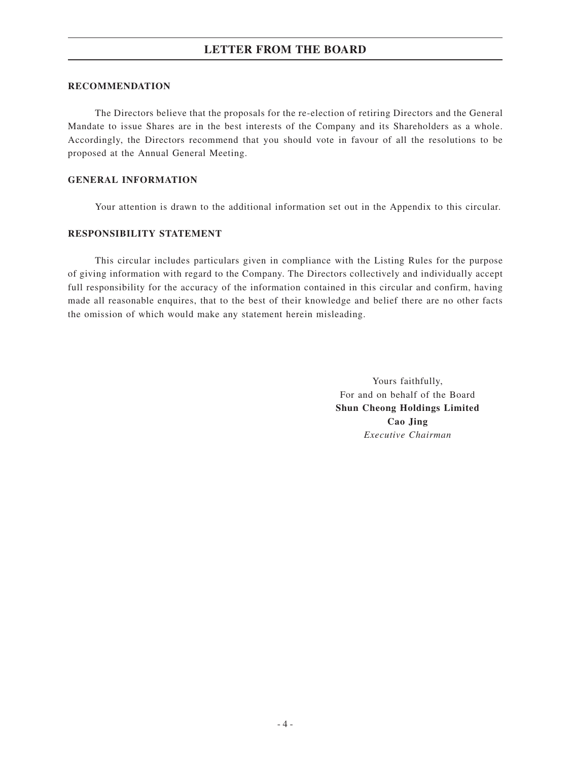## RECOMMENDATION

The Directors believe that the proposals for the re-election of retiring Directors and the General Mandate to issue Shares are in the best interests of the Company and its Shareholders as a whole. Accordingly, the Directors recommend that you should vote in favour of all the resolutions to be proposed at the Annual General Meeting.

## GENERAL INFORMATION

Your attention is drawn to the additional information set out in the Appendix to this circular.

## RESPONSIBILITY STATEMENT

This circular includes particulars given in compliance with the Listing Rules for the purpose of giving information with regard to the Company. The Directors collectively and individually accept full responsibility for the accuracy of the information contained in this circular and confirm, having made all reasonable enquires, that to the best of their knowledge and belief there are no other facts the omission of which would make any statement herein misleading.

Yours faithfully,
For and on behalf of the Board
**Shun Cheong Holdings Limited**
**Cao Jing**
*Executive Chairman*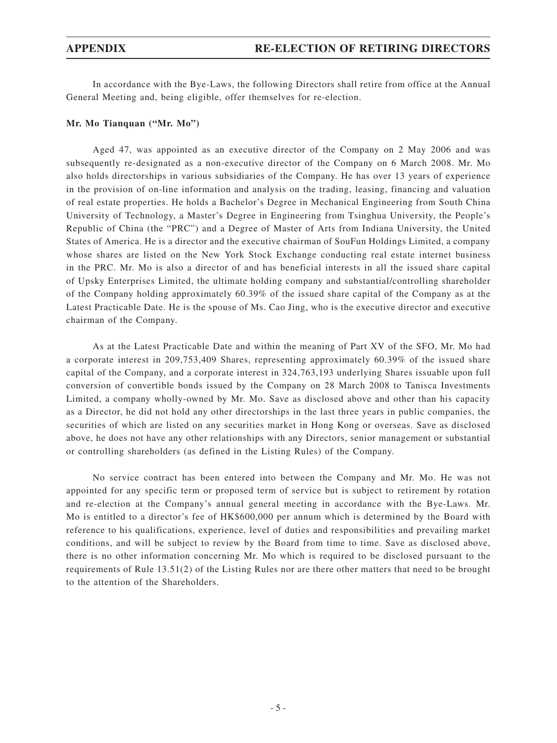In accordance with the Bye-Laws, the following Directors shall retire from office at the Annual General Meeting and, being eligible, offer themselves for re-election.

**Mr. Mo Tianquan ("Mr. Mo")**

Aged 47, was appointed as an executive director of the Company on 2 May 2006 and was subsequently re-designated as a non-executive director of the Company on 6 March 2008. Mr. Mo also holds directorships in various subsidiaries of the Company. He has over 13 years of experience in the provision of on-line information and analysis on the trading, leasing, financing and valuation of real estate properties. He holds a Bachelor's Degree in Mechanical Engineering from South China University of Technology, a Master's Degree in Engineering from Tsinghua University, the People's Republic of China (the "PRC") and a Degree of Master of Arts from Indiana University, the United States of America. He is a director and the executive chairman of SouFun Holdings Limited, a company whose shares are listed on the New York Stock Exchange conducting real estate internet business in the PRC. Mr. Mo is also a director of and has beneficial interests in all the issued share capital of Upsky Enterprises Limited, the ultimate holding company and substantial/controlling shareholder of the Company holding approximately 60.39% of the issued share capital of the Company as at the Latest Practicable Date. He is the spouse of Ms. Cao Jing, who is the executive director and executive chairman of the Company.

As at the Latest Practicable Date and within the meaning of Part XV of the SFO, Mr. Mo had a corporate interest in 209,753,409 Shares, representing approximately 60.39% of the issued share capital of the Company, and a corporate interest in 324,763,193 underlying Shares issuable upon full conversion of convertible bonds issued by the Company on 28 March 2008 to Tanisca Investments Limited, a company wholly-owned by Mr. Mo. Save as disclosed above and other than his capacity as a Director, he did not hold any other directorships in the last three years in public companies, the securities of which are listed on any securities market in Hong Kong or overseas. Save as disclosed above, he does not have any other relationships with any Directors, senior management or substantial or controlling shareholders (as defined in the Listing Rules) of the Company.

No service contract has been entered into between the Company and Mr. Mo. He was not appointed for any specific term or proposed term of service but is subject to retirement by rotation and re-election at the Company's annual general meeting in accordance with the Bye-Laws. Mr. Mo is entitled to a director's fee of HK$600,000 per annum which is determined by the Board with reference to his qualifications, experience, level of duties and responsibilities and prevailing market conditions, and will be subject to review by the Board from time to time. Save as disclosed above, there is no other information concerning Mr. Mo which is required to be disclosed pursuant to the requirements of Rule 13.51(2) of the Listing Rules nor are there other matters that need to be brought to the attention of the Shareholders.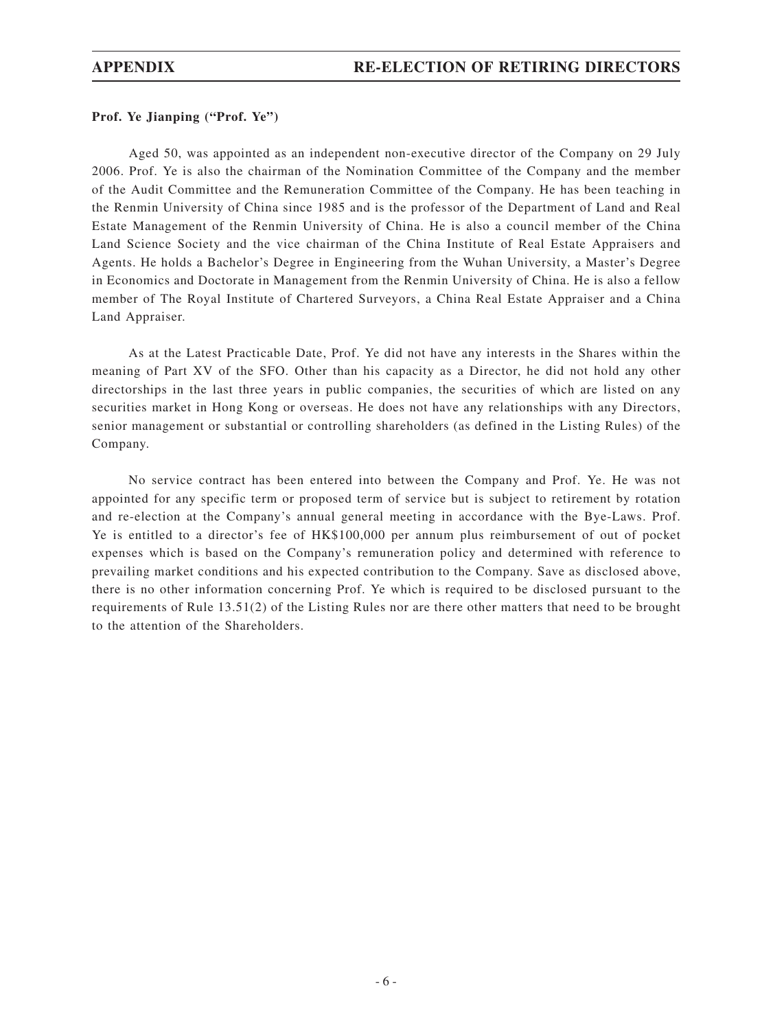**Prof. Ye Jianping ("Prof. Ye")**

Aged 50, was appointed as an independent non-executive director of the Company on 29 July 2006. Prof. Ye is also the chairman of the Nomination Committee of the Company and the member of the Audit Committee and the Remuneration Committee of the Company. He has been teaching in the Renmin University of China since 1985 and is the professor of the Department of Land and Real Estate Management of the Renmin University of China. He is also a council member of the China Land Science Society and the vice chairman of the China Institute of Real Estate Appraisers and Agents. He holds a Bachelor's Degree in Engineering from the Wuhan University, a Master's Degree in Economics and Doctorate in Management from the Renmin University of China. He is also a fellow member of The Royal Institute of Chartered Surveyors, a China Real Estate Appraiser and a China Land Appraiser.

As at the Latest Practicable Date, Prof. Ye did not have any interests in the Shares within the meaning of Part XV of the SFO. Other than his capacity as a Director, he did not hold any other directorships in the last three years in public companies, the securities of which are listed on any securities market in Hong Kong or overseas. He does not have any relationships with any Directors, senior management or substantial or controlling shareholders (as defined in the Listing Rules) of the Company.

No service contract has been entered into between the Company and Prof. Ye. He was not appointed for any specific term or proposed term of service but is subject to retirement by rotation and re-election at the Company's annual general meeting in accordance with the Bye-Laws. Prof. Ye is entitled to a director's fee of HK$100,000 per annum plus reimbursement of out of pocket expenses which is based on the Company's remuneration policy and determined with reference to prevailing market conditions and his expected contribution to the Company. Save as disclosed above, there is no other information concerning Prof. Ye which is required to be disclosed pursuant to the requirements of Rule 13.51(2) of the Listing Rules nor are there other matters that need to be brought to the attention of the Shareholders.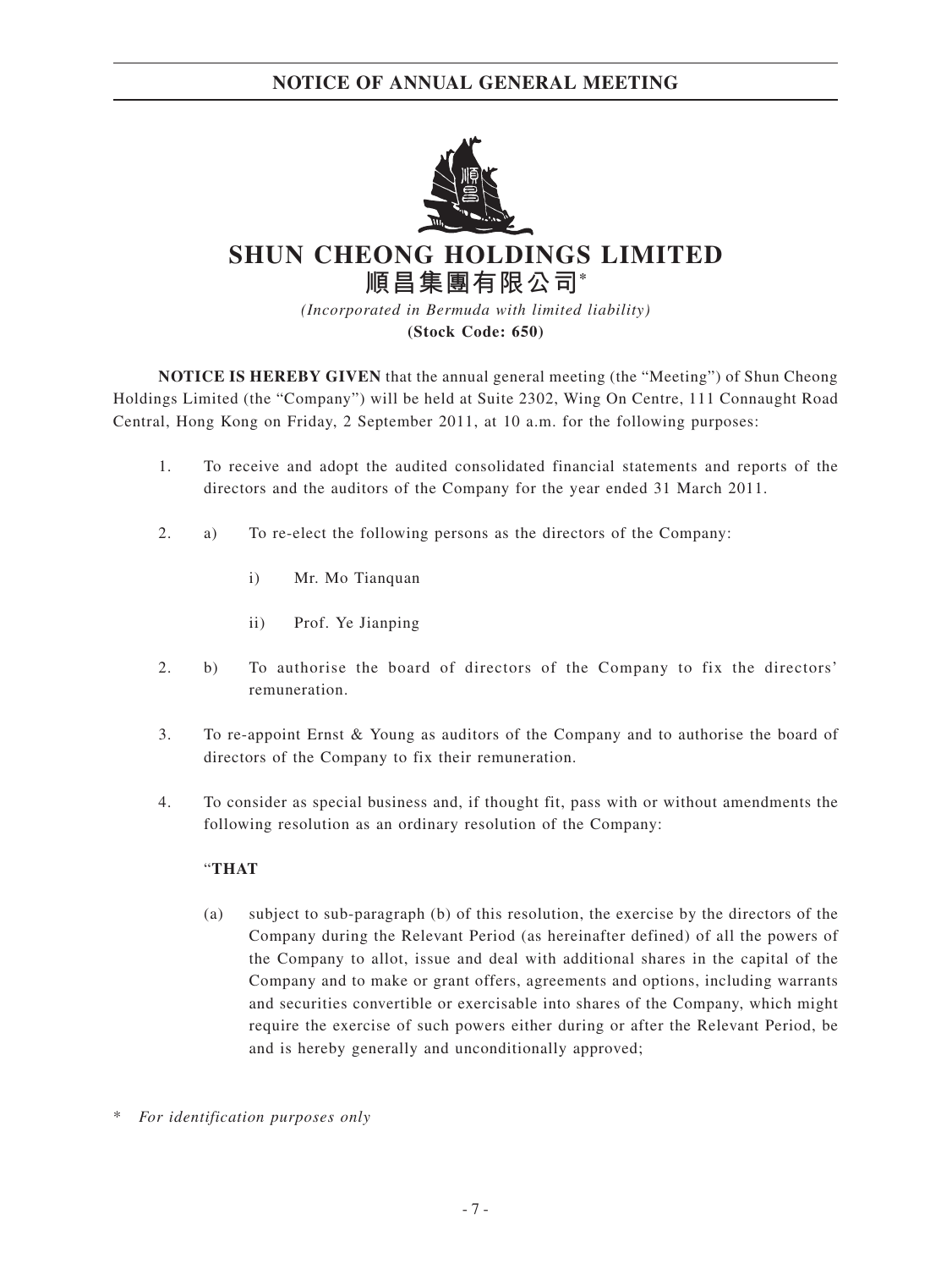# NOTICE OF ANNUAL GENERAL MEETING

# SHUN CHEONG HOLDINGS LIMITED

## 順昌集團有限公司*

*(Incorporated in Bermuda with limited liability)*

**(Stock Code: 650)**

**NOTICE IS HEREBY GIVEN** that the annual general meeting (the "Meeting") of Shun Cheong Holdings Limited (the "Company") will be held at Suite 2302, Wing On Centre, 111 Connaught Road Central, Hong Kong on Friday, 2 September 2011, at 10 a.m. for the following purposes:

1. To receive and adopt the audited consolidated financial statements and reports of the directors and the auditors of the Company for the year ended 31 March 2011.

2. a) To re-elect the following persons as the directors of the Company:

    i) Mr. Mo Tianquan

    ii) Prof. Ye Jianping

2. b) To authorise the board of directors of the Company to fix the directors' remuneration.

3. To re-appoint Ernst & Young as auditors of the Company and to authorise the board of directors of the Company to fix their remuneration.

4. To consider as special business and, if thought fit, pass with or without amendments the following resolution as an ordinary resolution of the Company:

   "**THAT**

   (a) subject to sub-paragraph (b) of this resolution, the exercise by the directors of the Company during the Relevant Period (as hereinafter defined) of all the powers of the Company to allot, issue and deal with additional shares in the capital of the Company and to make or grant offers, agreements and options, including warrants and securities convertible or exercisable into shares of the Company, which might require the exercise of such powers either during or after the Relevant Period, be and is hereby generally and unconditionally approved;

\* *For identification purposes only*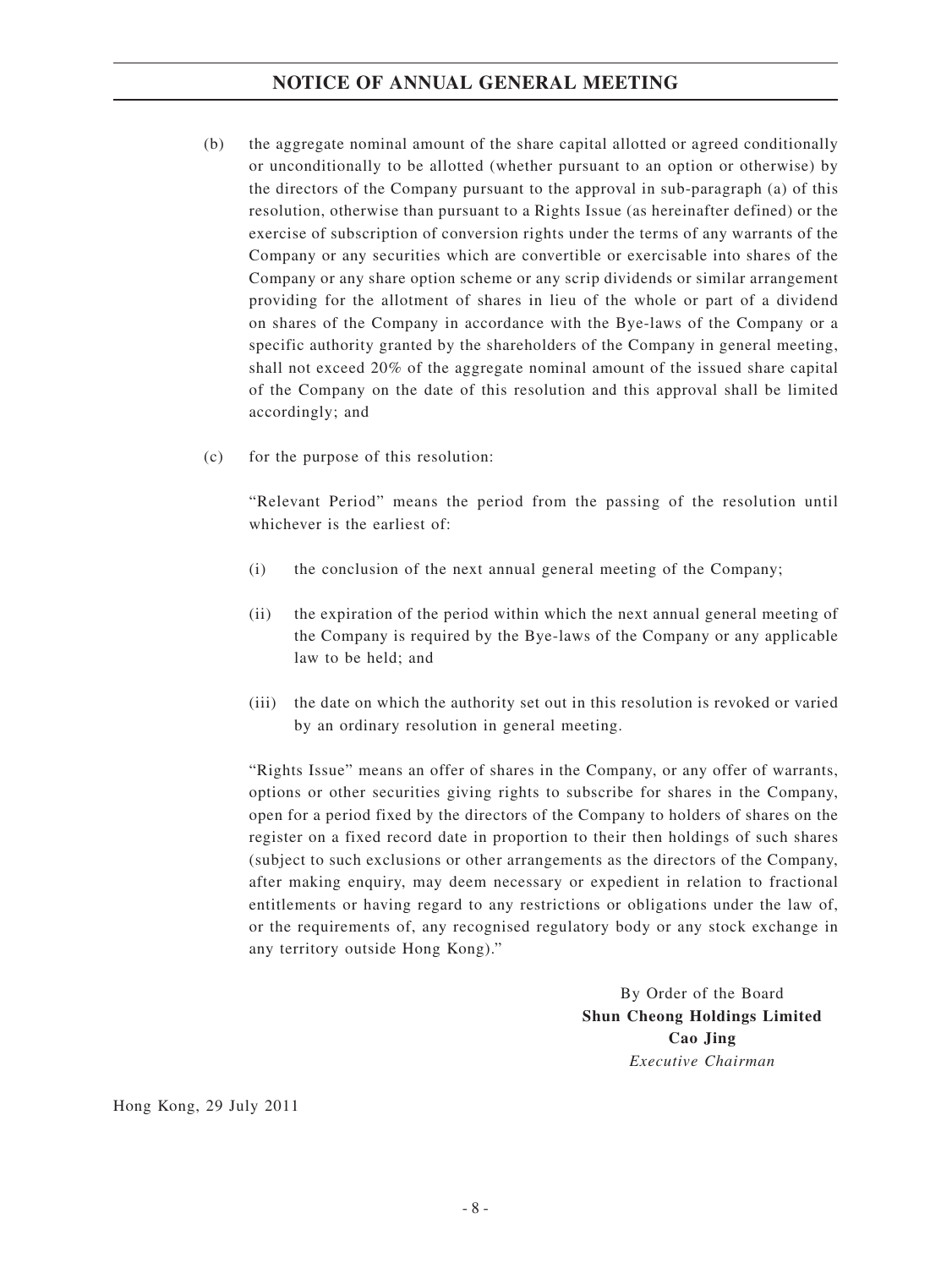(b) the aggregate nominal amount of the share capital allotted or agreed conditionally or unconditionally to be allotted (whether pursuant to an option or otherwise) by the directors of the Company pursuant to the approval in sub-paragraph (a) of this resolution, otherwise than pursuant to a Rights Issue (as hereinafter defined) or the exercise of subscription of conversion rights under the terms of any warrants of the Company or any securities which are convertible or exercisable into shares of the Company or any share option scheme or any scrip dividends or similar arrangement providing for the allotment of shares in lieu of the whole or part of a dividend on shares of the Company in accordance with the Bye-laws of the Company or a specific authority granted by the shareholders of the Company in general meeting, shall not exceed 20% of the aggregate nominal amount of the issued share capital of the Company on the date of this resolution and this approval shall be limited accordingly; and

(c) for the purpose of this resolution:

"Relevant Period" means the period from the passing of the resolution until whichever is the earliest of:

(i) the conclusion of the next annual general meeting of the Company;

(ii) the expiration of the period within which the next annual general meeting of the Company is required by the Bye-laws of the Company or any applicable law to be held; and

(iii) the date on which the authority set out in this resolution is revoked or varied by an ordinary resolution in general meeting.

"Rights Issue" means an offer of shares in the Company, or any offer of warrants, options or other securities giving rights to subscribe for shares in the Company, open for a period fixed by the directors of the Company to holders of shares on the register on a fixed record date in proportion to their then holdings of such shares (subject to such exclusions or other arrangements as the directors of the Company, after making enquiry, may deem necessary or expedient in relation to fractional entitlements or having regard to any restrictions or obligations under the law of, or the requirements of, any recognised regulatory body or any stock exchange in any territory outside Hong Kong)."

By Order of the Board
**Shun Cheong Holdings Limited**
**Cao Jing**
*Executive Chairman*

Hong Kong, 29 July 2011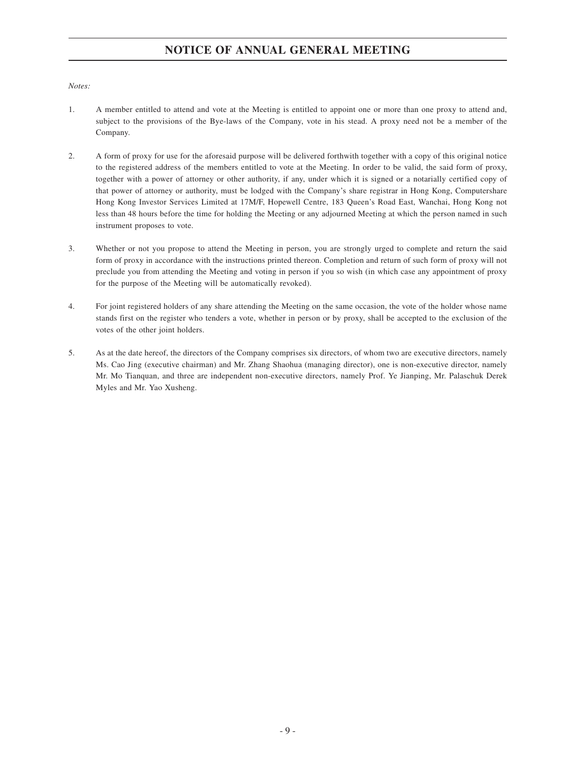# NOTICE OF ANNUAL GENERAL MEETING

*Notes:*

1. A member entitled to attend and vote at the Meeting is entitled to appoint one or more than one proxy to attend and, subject to the provisions of the Bye-laws of the Company, vote in his stead. A proxy need not be a member of the Company.

2. A form of proxy for use for the aforesaid purpose will be delivered forthwith together with a copy of this original notice to the registered address of the members entitled to vote at the Meeting. In order to be valid, the said form of proxy, together with a power of attorney or other authority, if any, under which it is signed or a notarially certified copy of that power of attorney or authority, must be lodged with the Company's share registrar in Hong Kong, Computershare Hong Kong Investor Services Limited at 17M/F, Hopewell Centre, 183 Queen's Road East, Wanchai, Hong Kong not less than 48 hours before the time for holding the Meeting or any adjourned Meeting at which the person named in such instrument proposes to vote.

3. Whether or not you propose to attend the Meeting in person, you are strongly urged to complete and return the said form of proxy in accordance with the instructions printed thereon. Completion and return of such form of proxy will not preclude you from attending the Meeting and voting in person if you so wish (in which case any appointment of proxy for the purpose of the Meeting will be automatically revoked).

4. For joint registered holders of any share attending the Meeting on the same occasion, the vote of the holder whose name stands first on the register who tenders a vote, whether in person or by proxy, shall be accepted to the exclusion of the votes of the other joint holders.

5. As at the date hereof, the directors of the Company comprises six directors, of whom two are executive directors, namely Ms. Cao Jing (executive chairman) and Mr. Zhang Shaohua (managing director), one is non-executive director, namely Mr. Mo Tianquan, and three are independent non-executive directors, namely Prof. Ye Jianping, Mr. Palaschuk Derek Myles and Mr. Yao Xusheng.